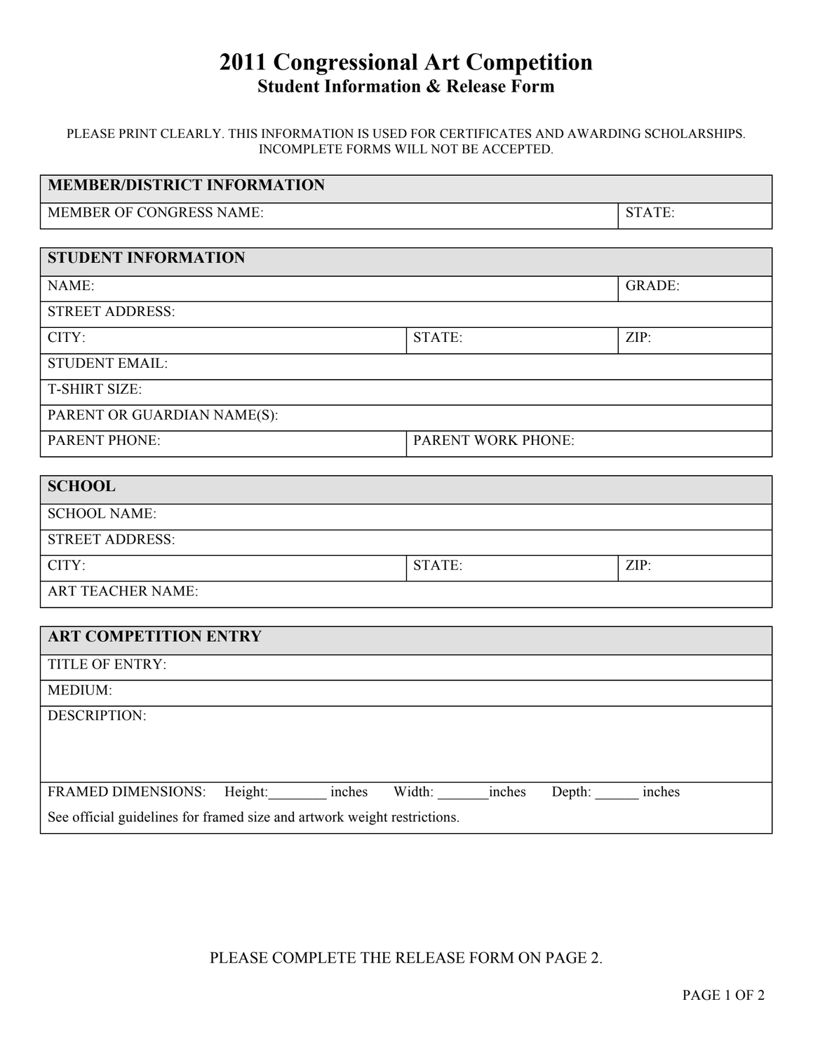# 2011 Congressional Art Competition

## Student Information & Release Form

PLEASE PRINT CLEARLY. THIS INFORMATION IS USED FOR CERTIFICATES AND AWARDING SCHOLARSHIPS. INCOMPLETE FORMS WILL NOT BE ACCEPTED.

| MEMBER/DISTRICT INFORMATION | |
|---|---|
| MEMBER OF CONGRESS NAME: | STATE: |

| STUDENT INFORMATION | | |
|---|---|---|
| NAME: | | GRADE: |
| STREET ADDRESS: | | |
| CITY: | STATE: | ZIP: |
| STUDENT EMAIL: | | |
| T-SHIRT SIZE: | | |
| PARENT OR GUARDIAN NAME(S): | | |
| PARENT PHONE: | PARENT WORK PHONE: | |

| SCHOOL | | |
|---|---|---|
| SCHOOL NAME: | | |
| STREET ADDRESS: | | |
| CITY: | STATE: | ZIP: |
| ART TEACHER NAME: | | |

| ART COMPETITION ENTRY |
|---|
| TITLE OF ENTRY: |
| MEDIUM: |
| DESCRIPTION: |
| FRAMED DIMENSIONS: Height:________ inches Width: _______inches Depth: ______ inches<br>See official guidelines for framed size and artwork weight restrictions. |

PLEASE COMPLETE THE RELEASE FORM ON PAGE 2.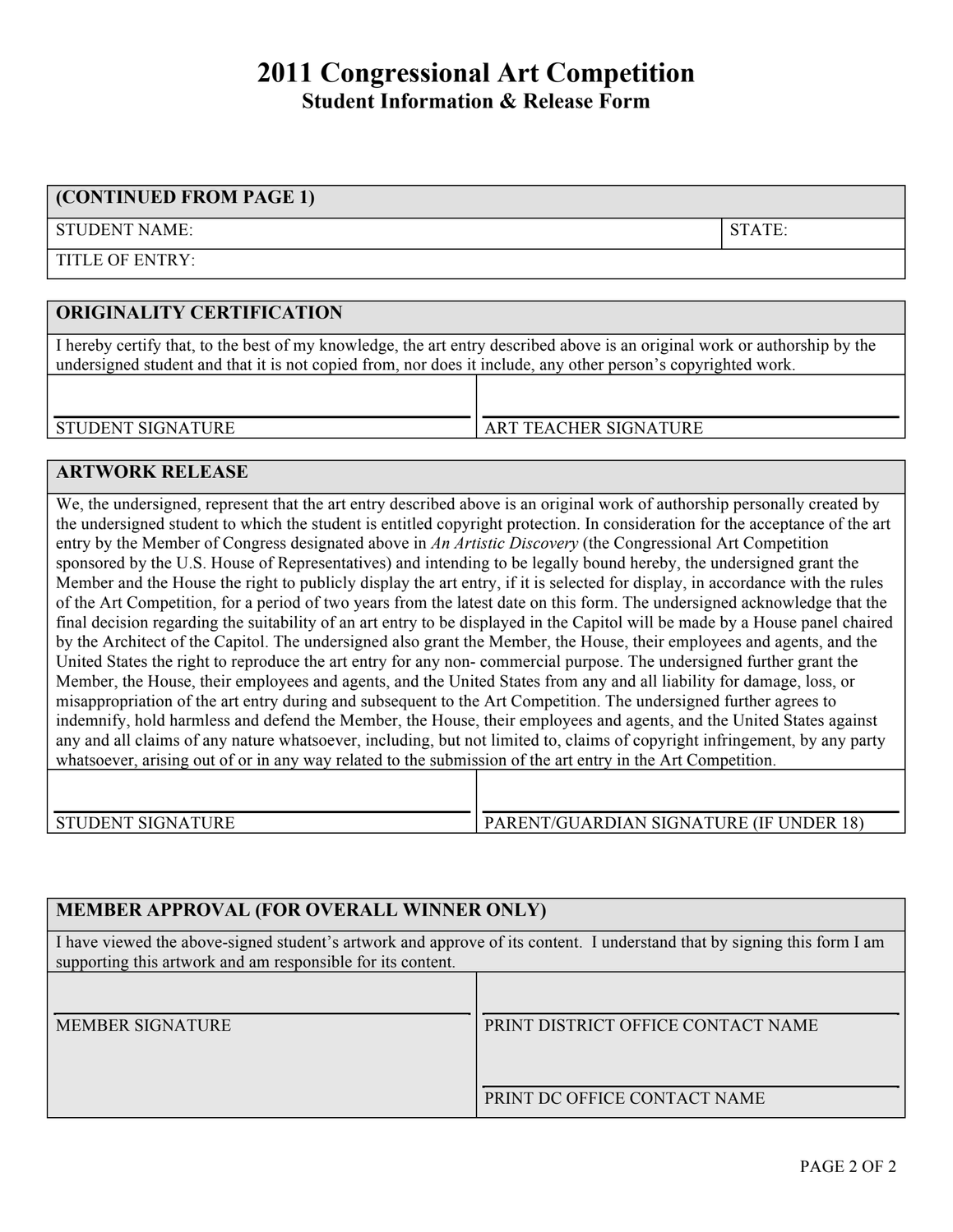# 2011 Congressional Art Competition

## Student Information & Release Form

| **(CONTINUED FROM PAGE 1)** | |
|---|---|
| STUDENT NAME: | STATE: |
| TITLE OF ENTRY: | |

### ORIGINALITY CERTIFICATION

I hereby certify that, to the best of my knowledge, the art entry described above is an original work or authorship by the undersigned student and that it is not copied from, nor does it include, any other person's copyrighted work.

| | |
|---|---|
| STUDENT SIGNATURE | ART TEACHER SIGNATURE |

### ARTWORK RELEASE

We, the undersigned, represent that the art entry described above is an original work of authorship personally created by the undersigned student to which the student is entitled copyright protection. In consideration for the acceptance of the art entry by the Member of Congress designated above in *An Artistic Discovery* (the Congressional Art Competition sponsored by the U.S. House of Representatives) and intending to be legally bound hereby, the undersigned grant the Member and the House the right to publicly display the art entry, if it is selected for display, in accordance with the rules of the Art Competition, for a period of two years from the latest date on this form. The undersigned acknowledge that the final decision regarding the suitability of an art entry to be displayed in the Capitol will be made by a House panel chaired by the Architect of the Capitol. The undersigned also grant the Member, the House, their employees and agents, and the United States the right to reproduce the art entry for any non- commercial purpose. The undersigned further grant the Member, the House, their employees and agents, and the United States from any and all liability for damage, loss, or misappropriation of the art entry during and subsequent to the Art Competition. The undersigned further agrees to indemnify, hold harmless and defend the Member, the House, their employees and agents, and the United States against any and all claims of any nature whatsoever, including, but not limited to, claims of copyright infringement, by any party whatsoever, arising out of or in any way related to the submission of the art entry in the Art Competition.

| | |
|---|---|
| STUDENT SIGNATURE | PARENT/GUARDIAN SIGNATURE (IF UNDER 18) |

### MEMBER APPROVAL (FOR OVERALL WINNER ONLY)

I have viewed the above-signed student's artwork and approve of its content. I understand that by signing this form I am supporting this artwork and am responsible for its content.

| | |
|---|---|
| MEMBER SIGNATURE | PRINT DISTRICT OFFICE CONTACT NAME |
| | PRINT DC OFFICE CONTACT NAME |